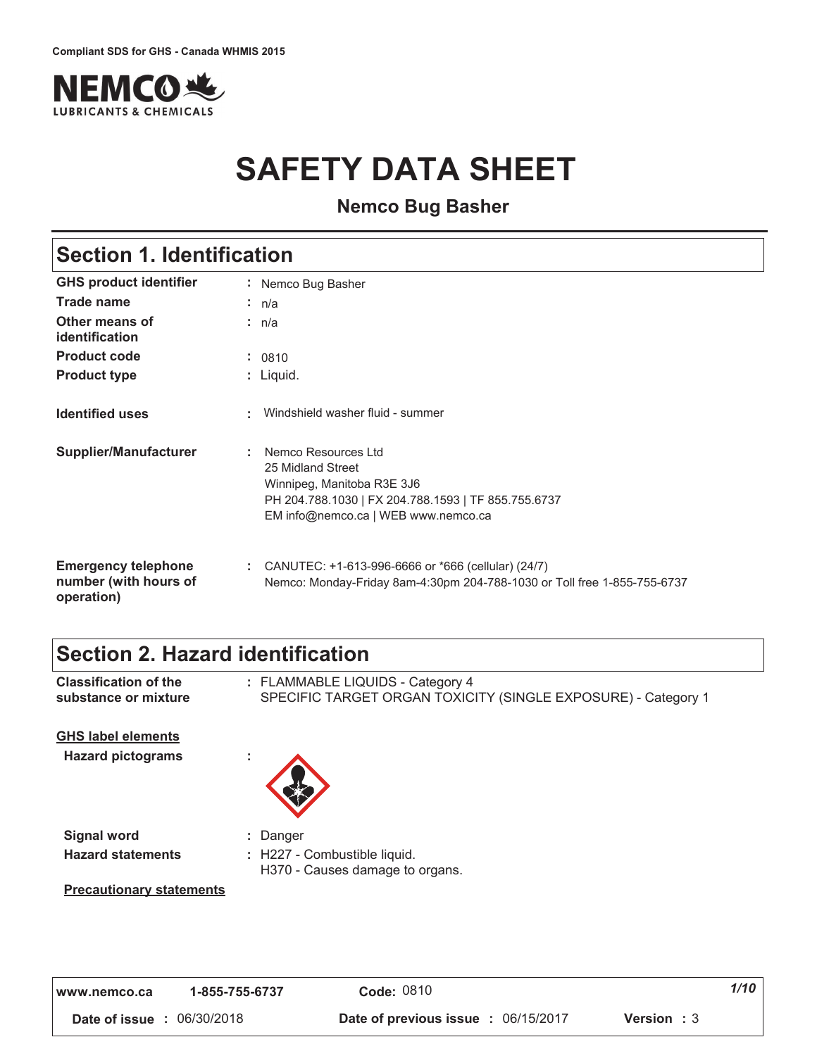Compliant SDS for GHS - Canada WHMIS 2015

NEMCO LUBRICANTS & CHEMICALS

# SAFETY DATA SHEET

## Nemco Bug Basher

## Section 1. Identification

| | | |
|---|---|---|
| **GHS product identifier** | : | Nemco Bug Basher |
| **Trade name** | : | n/a |
| **Other means of identification** | : | n/a |
| **Product code** | : | 0810 |
| **Product type** | : | Liquid. |
| **Identified uses** | : | Windshield washer fluid - summer |
| **Supplier/Manufacturer** | : | Nemco Resources Ltd<br>25 Midland Street<br>Winnipeg, Manitoba R3E 3J6<br>PH 204.788.1030 \| FX 204.788.1593 \| TF 855.755.6737<br>EM info@nemco.ca \| WEB www.nemco.ca |
| **Emergency telephone number (with hours of operation)** | : | CANUTEC: +1-613-996-6666 or *666 (cellular) (24/7)<br>Nemco: Monday-Friday 8am-4:30pm 204-788-1030 or Toll free 1-855-755-6737 |

## Section 2. Hazard identification

| | | |
|---|---|---|
| **Classification of the substance or mixture** | : | FLAMMABLE LIQUIDS - Category 4<br>SPECIFIC TARGET ORGAN TOXICITY (SINGLE EXPOSURE) - Category 1 |

**GHS label elements**

| | | |
|---|---|---|
| **Hazard pictograms** | : | |
| **Signal word** | : | Danger |
| **Hazard statements** | : | H227 - Combustible liquid.<br>H370 - Causes damage to organs. |

**Precautionary statements**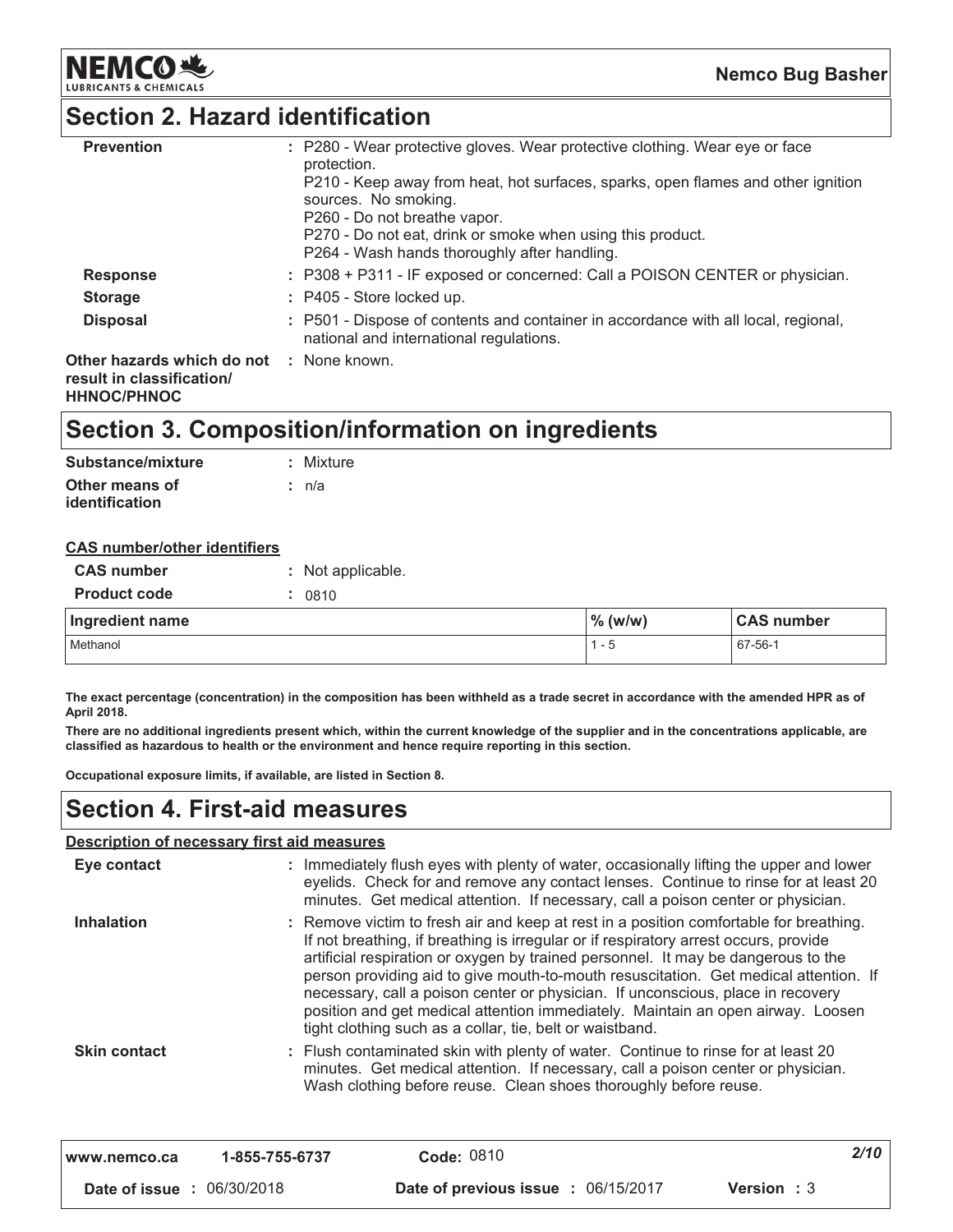## Section 2. Hazard identification

| | |
|---|---|
| **Prevention** | : P280 - Wear protective gloves. Wear protective clothing. Wear eye or face protection.<br>P210 - Keep away from heat, hot surfaces, sparks, open flames and other ignition sources. No smoking.<br>P260 - Do not breathe vapor.<br>P270 - Do not eat, drink or smoke when using this product.<br>P264 - Wash hands thoroughly after handling. |
| **Response** | : P308 + P311 - IF exposed or concerned: Call a POISON CENTER or physician. |
| **Storage** | : P405 - Store locked up. |
| **Disposal** | : P501 - Dispose of contents and container in accordance with all local, regional, national and international regulations. |

**Other hazards which do not result in classification/ HHNOC/PHNOC** : None known.

## Section 3. Composition/information on ingredients

**Substance/mixture** : Mixture

**Other means of identification** : n/a

**CAS number/other identifiers**

**CAS number** : Not applicable.

**Product code** : 0810

| Ingredient name | % (w/w) | CAS number |
|---|---|---|
| Methanol | 1 - 5 | 67-56-1 |

**The exact percentage (concentration) in the composition has been withheld as a trade secret in accordance with the amended HPR as of April 2018.**

**There are no additional ingredients present which, within the current knowledge of the supplier and in the concentrations applicable, are classified as hazardous to health or the environment and hence require reporting in this section.**

**Occupational exposure limits, if available, are listed in Section 8.**

## Section 4. First-aid measures

**Description of necessary first aid measures**

**Eye contact** : Immediately flush eyes with plenty of water, occasionally lifting the upper and lower eyelids. Check for and remove any contact lenses. Continue to rinse for at least 20 minutes. Get medical attention. If necessary, call a poison center or physician.

**Inhalation** : Remove victim to fresh air and keep at rest in a position comfortable for breathing. If not breathing, if breathing is irregular or if respiratory arrest occurs, provide artificial respiration or oxygen by trained personnel. It may be dangerous to the person providing aid to give mouth-to-mouth resuscitation. Get medical attention. If necessary, call a poison center or physician. If unconscious, place in recovery position and get medical attention immediately. Maintain an open airway. Loosen tight clothing such as a collar, tie, belt or waistband.

**Skin contact** : Flush contaminated skin with plenty of water. Continue to rinse for at least 20 minutes. Get medical attention. If necessary, call a poison center or physician. Wash clothing before reuse. Clean shoes thoroughly before reuse.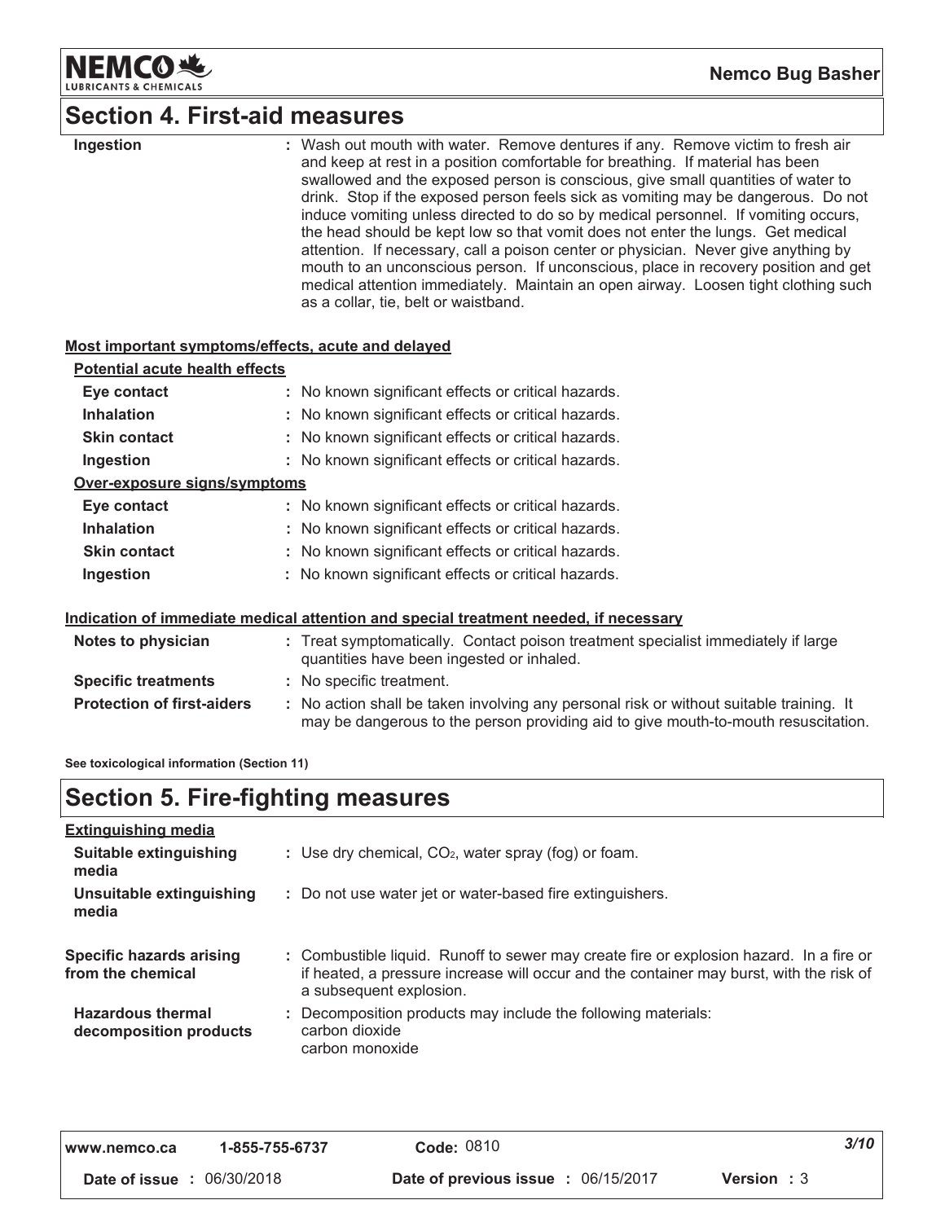## Section 4. First-aid measures

**Ingestion** : Wash out mouth with water. Remove dentures if any. Remove victim to fresh air and keep at rest in a position comfortable for breathing. If material has been swallowed and the exposed person is conscious, give small quantities of water to drink. Stop if the exposed person feels sick as vomiting may be dangerous. Do not induce vomiting unless directed to do so by medical personnel. If vomiting occurs, the head should be kept low so that vomit does not enter the lungs. Get medical attention. If necessary, call a poison center or physician. Never give anything by mouth to an unconscious person. If unconscious, place in recovery position and get medical attention immediately. Maintain an open airway. Loosen tight clothing such as a collar, tie, belt or waistband.

**Most important symptoms/effects, acute and delayed**

**Potential acute health effects**

| | |
|---|---|
| **Eye contact** | : No known significant effects or critical hazards. |
| **Inhalation** | : No known significant effects or critical hazards. |
| **Skin contact** | : No known significant effects or critical hazards. |
| **Ingestion** | : No known significant effects or critical hazards. |

**Over-exposure signs/symptoms**

| | |
|---|---|
| **Eye contact** | : No known significant effects or critical hazards. |
| **Inhalation** | : No known significant effects or critical hazards. |
| **Skin contact** | : No known significant effects or critical hazards. |
| **Ingestion** | : No known significant effects or critical hazards. |

**Indication of immediate medical attention and special treatment needed, if necessary**

| | |
|---|---|
| **Notes to physician** | : Treat symptomatically. Contact poison treatment specialist immediately if large quantities have been ingested or inhaled. |
| **Specific treatments** | : No specific treatment. |
| **Protection of first-aiders** | : No action shall be taken involving any personal risk or without suitable training. It may be dangerous to the person providing aid to give mouth-to-mouth resuscitation. |

**See toxicological information (Section 11)**

## Section 5. Fire-fighting measures

**Extinguishing media**

| | |
|---|---|
| **Suitable extinguishing media** | : Use dry chemical, $CO_2$, water spray (fog) or foam. |
| **Unsuitable extinguishing media** | : Do not use water jet or water-based fire extinguishers. |
| **Specific hazards arising from the chemical** | : Combustible liquid. Runoff to sewer may create fire or explosion hazard. In a fire or if heated, a pressure increase will occur and the container may burst, with the risk of a subsequent explosion. |
| **Hazardous thermal decomposition products** | : Decomposition products may include the following materials: carbon dioxide carbon monoxide |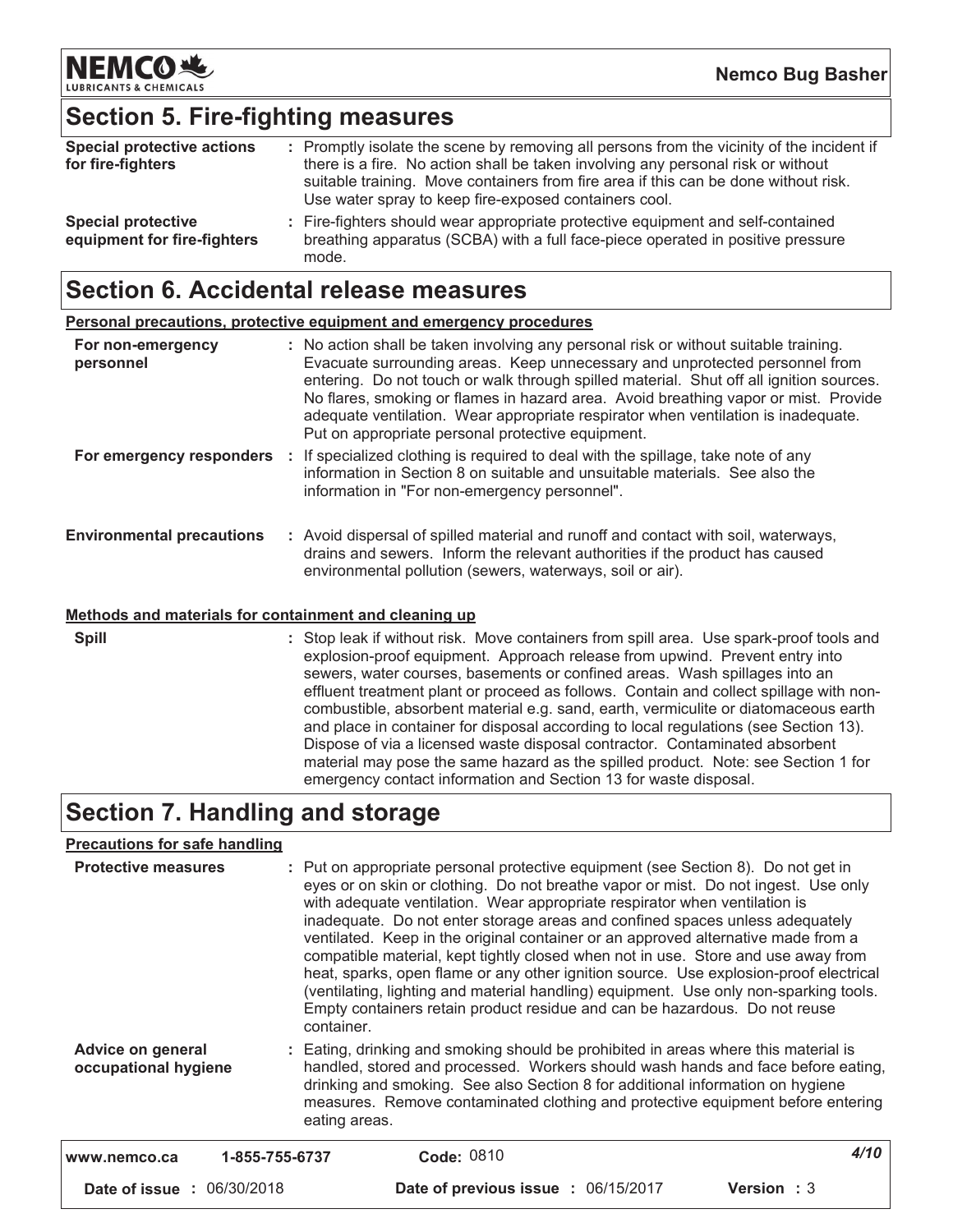## Section 5. Fire-fighting measures

| | |
|---|---|
| **Special protective actions for fire-fighters** | : Promptly isolate the scene by removing all persons from the vicinity of the incident if there is a fire. No action shall be taken involving any personal risk or without suitable training. Move containers from fire area if this can be done without risk. Use water spray to keep fire-exposed containers cool. |
| **Special protective equipment for fire-fighters** | : Fire-fighters should wear appropriate protective equipment and self-contained breathing apparatus (SCBA) with a full face-piece operated in positive pressure mode. |

## Section 6. Accidental release measures

**Personal precautions, protective equipment and emergency procedures**

| | |
|---|---|
| **For non-emergency personnel** | : No action shall be taken involving any personal risk or without suitable training. Evacuate surrounding areas. Keep unnecessary and unprotected personnel from entering. Do not touch or walk through spilled material. Shut off all ignition sources. No flares, smoking or flames in hazard area. Avoid breathing vapor or mist. Provide adequate ventilation. Wear appropriate respirator when ventilation is inadequate. Put on appropriate personal protective equipment. |
| **For emergency responders** | : If specialized clothing is required to deal with the spillage, take note of any information in Section 8 on suitable and unsuitable materials. See also the information in "For non-emergency personnel". |
| **Environmental precautions** | : Avoid dispersal of spilled material and runoff and contact with soil, waterways, drains and sewers. Inform the relevant authorities if the product has caused environmental pollution (sewers, waterways, soil or air). |

**Methods and materials for containment and cleaning up**

| | |
|---|---|
| **Spill** | : Stop leak if without risk. Move containers from spill area. Use spark-proof tools and explosion-proof equipment. Approach release from upwind. Prevent entry into sewers, water courses, basements or confined areas. Wash spillages into an effluent treatment plant or proceed as follows. Contain and collect spillage with non-combustible, absorbent material e.g. sand, earth, vermiculite or diatomaceous earth and place in container for disposal according to local regulations (see Section 13). Dispose of via a licensed waste disposal contractor. Contaminated absorbent material may pose the same hazard as the spilled product. Note: see Section 1 for emergency contact information and Section 13 for waste disposal. |

## Section 7. Handling and storage

**Precautions for safe handling**

| | |
|---|---|
| **Protective measures** | : Put on appropriate personal protective equipment (see Section 8). Do not get in eyes or on skin or clothing. Do not breathe vapor or mist. Do not ingest. Use only with adequate ventilation. Wear appropriate respirator when ventilation is inadequate. Do not enter storage areas and confined spaces unless adequately ventilated. Keep in the original container or an approved alternative made from a compatible material, kept tightly closed when not in use. Store and use away from heat, sparks, open flame or any other ignition source. Use explosion-proof electrical (ventilating, lighting and material handling) equipment. Use only non-sparking tools. Empty containers retain product residue and can be hazardous. Do not reuse container. |
| **Advice on general occupational hygiene** | : Eating, drinking and smoking should be prohibited in areas where this material is handled, stored and processed. Workers should wash hands and face before eating, drinking and smoking. See also Section 8 for additional information on hygiene measures. Remove contaminated clothing and protective equipment before entering eating areas. |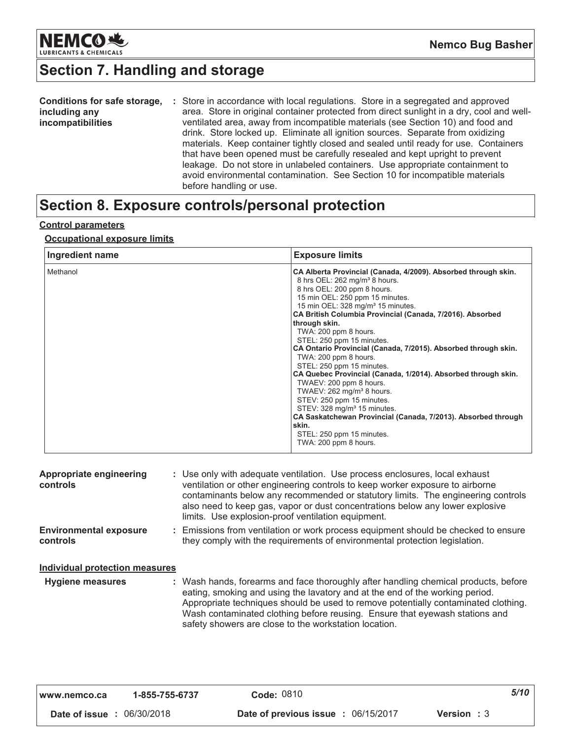## Section 7. Handling and storage

**Conditions for safe storage, including any incompatibilities** : Store in accordance with local regulations. Store in a segregated and approved area. Store in original container protected from direct sunlight in a dry, cool and well-ventilated area, away from incompatible materials (see Section 10) and food and drink. Store locked up. Eliminate all ignition sources. Separate from oxidizing materials. Keep container tightly closed and sealed until ready for use. Containers that have been opened must be carefully resealed and kept upright to prevent leakage. Do not store in unlabeled containers. Use appropriate containment to avoid environmental contamination. See Section 10 for incompatible materials before handling or use.

## Section 8. Exposure controls/personal protection

**Control parameters**

**Occupational exposure limits**

| Ingredient name | Exposure limits |
| --- | --- |
| Methanol | **CA Alberta Provincial (Canada, 4/2009). Absorbed through skin.**<br>8 hrs OEL: 262 mg/m³ 8 hours.<br>8 hrs OEL: 200 ppm 8 hours.<br>15 min OEL: 250 ppm 15 minutes.<br>15 min OEL: 328 mg/m³ 15 minutes.<br>**CA British Columbia Provincial (Canada, 7/2016). Absorbed through skin.**<br>TWA: 200 ppm 8 hours.<br>STEL: 250 ppm 15 minutes.<br>**CA Ontario Provincial (Canada, 7/2015). Absorbed through skin.**<br>TWA: 200 ppm 8 hours.<br>STEL: 250 ppm 15 minutes.<br>**CA Quebec Provincial (Canada, 1/2014). Absorbed through skin.**<br>TWAEV: 200 ppm 8 hours.<br>TWAEV: 262 mg/m³ 8 hours.<br>STEV: 250 ppm 15 minutes.<br>STEV: 328 mg/m³ 15 minutes.<br>**CA Saskatchewan Provincial (Canada, 7/2013). Absorbed through skin.**<br>STEL: 250 ppm 15 minutes.<br>TWA: 200 ppm 8 hours. |

**Appropriate engineering controls** : Use only with adequate ventilation. Use process enclosures, local exhaust ventilation or other engineering controls to keep worker exposure to airborne contaminants below any recommended or statutory limits. The engineering controls also need to keep gas, vapor or dust concentrations below any lower explosive limits. Use explosion-proof ventilation equipment.

**Environmental exposure controls** : Emissions from ventilation or work process equipment should be checked to ensure they comply with the requirements of environmental protection legislation.

**Individual protection measures**

**Hygiene measures** : Wash hands, forearms and face thoroughly after handling chemical products, before eating, smoking and using the lavatory and at the end of the working period. Appropriate techniques should be used to remove potentially contaminated clothing. Wash contaminated clothing before reusing. Ensure that eyewash stations and safety showers are close to the workstation location.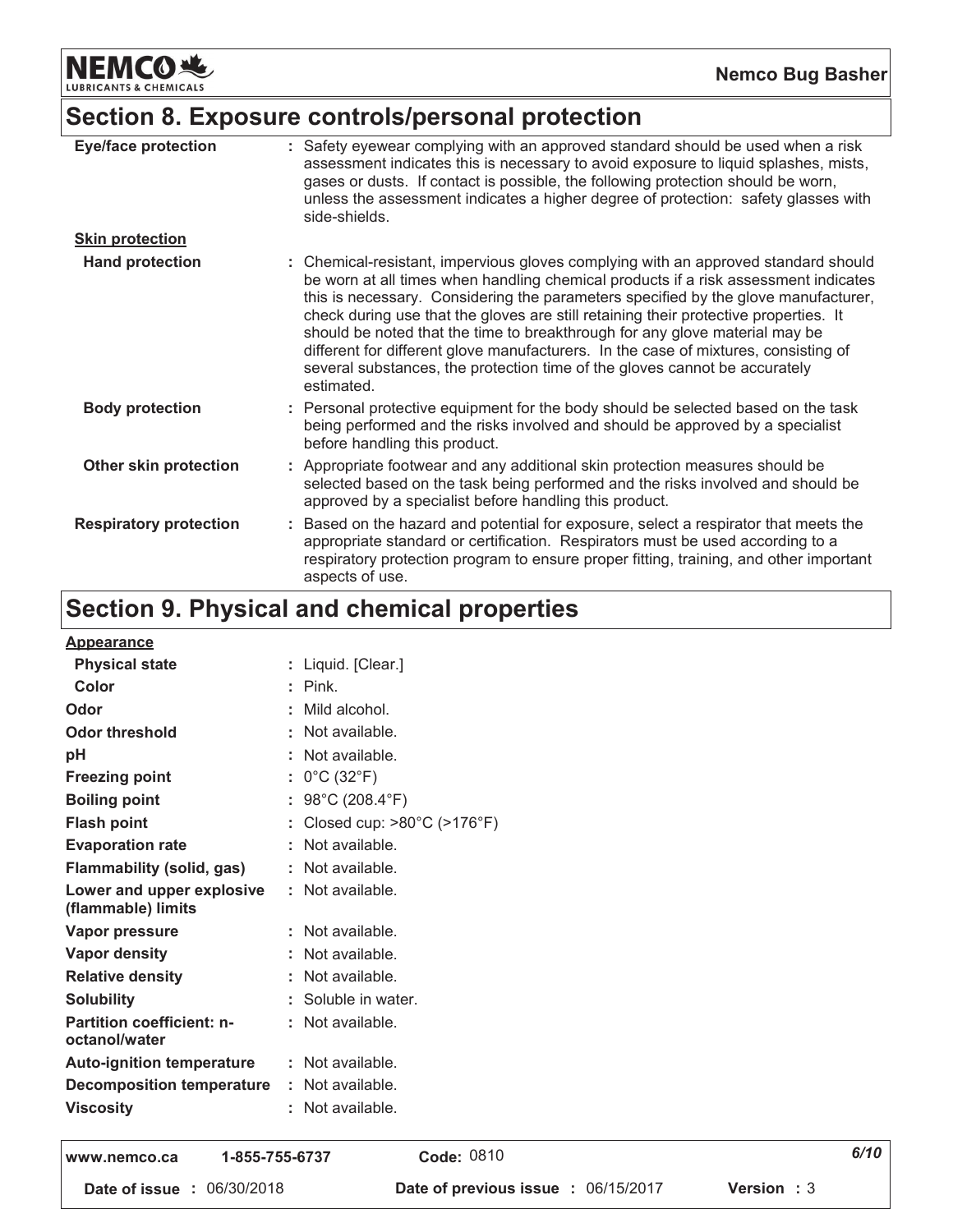## Section 8. Exposure controls/personal protection

| | |
|---|---|
| **Eye/face protection** | : Safety eyewear complying with an approved standard should be used when a risk assessment indicates this is necessary to avoid exposure to liquid splashes, mists, gases or dusts. If contact is possible, the following protection should be worn, unless the assessment indicates a higher degree of protection: safety glasses with side-shields. |
| **Skin protection** | |
| **Hand protection** | : Chemical-resistant, impervious gloves complying with an approved standard should be worn at all times when handling chemical products if a risk assessment indicates this is necessary. Considering the parameters specified by the glove manufacturer, check during use that the gloves are still retaining their protective properties. It should be noted that the time to breakthrough for any glove material may be different for different glove manufacturers. In the case of mixtures, consisting of several substances, the protection time of the gloves cannot be accurately estimated. |
| **Body protection** | : Personal protective equipment for the body should be selected based on the task being performed and the risks involved and should be approved by a specialist before handling this product. |
| **Other skin protection** | : Appropriate footwear and any additional skin protection measures should be selected based on the task being performed and the risks involved and should be approved by a specialist before handling this product. |
| **Respiratory protection** | : Based on the hazard and potential for exposure, select a respirator that meets the appropriate standard or certification. Respirators must be used according to a respiratory protection program to ensure proper fitting, training, and other important aspects of use. |

## Section 9. Physical and chemical properties

| | |
|---|---|
| **Appearance** | |
| **Physical state** | : Liquid. [Clear.] |
| **Color** | : Pink. |
| **Odor** | : Mild alcohol. |
| **Odor threshold** | : Not available. |
| **pH** | : Not available. |
| **Freezing point** | : 0°C (32°F) |
| **Boiling point** | : 98°C (208.4°F) |
| **Flash point** | : Closed cup: >80°C (>176°F) |
| **Evaporation rate** | : Not available. |
| **Flammability (solid, gas)** | : Not available. |
| **Lower and upper explosive (flammable) limits** | : Not available. |
| **Vapor pressure** | : Not available. |
| **Vapor density** | : Not available. |
| **Relative density** | : Not available. |
| **Solubility** | : Soluble in water. |
| **Partition coefficient: n-octanol/water** | : Not available. |
| **Auto-ignition temperature** | : Not available. |
| **Decomposition temperature** | : Not available. |
| **Viscosity** | : Not available. |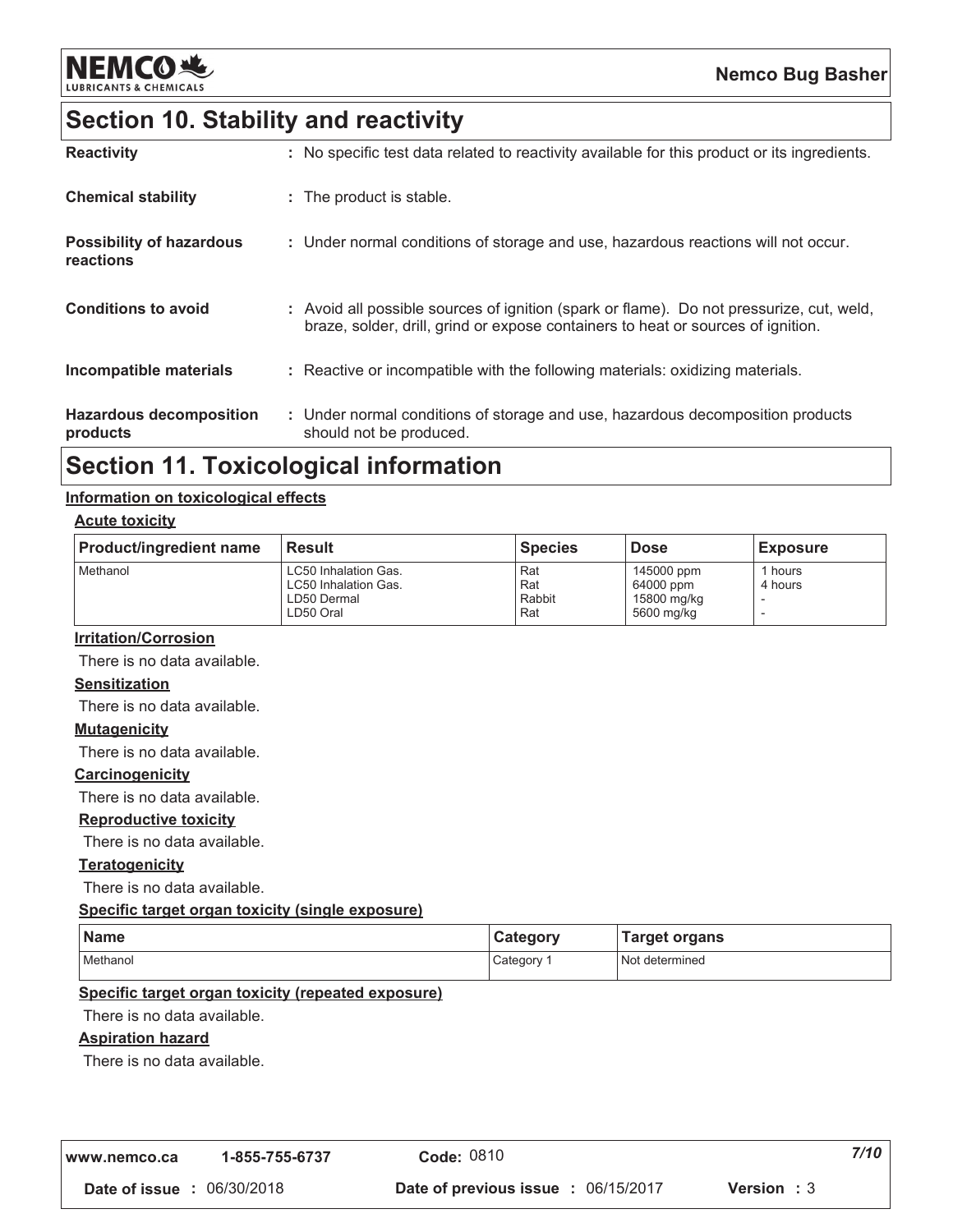## Section 10. Stability and reactivity

| | |
|---|---|
| **Reactivity** | : No specific test data related to reactivity available for this product or its ingredients. |
| **Chemical stability** | : The product is stable. |
| **Possibility of hazardous reactions** | : Under normal conditions of storage and use, hazardous reactions will not occur. |
| **Conditions to avoid** | : Avoid all possible sources of ignition (spark or flame). Do not pressurize, cut, weld, braze, solder, drill, grind or expose containers to heat or sources of ignition. |
| **Incompatible materials** | : Reactive or incompatible with the following materials: oxidizing materials. |
| **Hazardous decomposition products** | : Under normal conditions of storage and use, hazardous decomposition products should not be produced. |

## Section 11. Toxicological information

**Information on toxicological effects**

**Acute toxicity**

| Product/ingredient name | Result | Species | Dose | Exposure |
|---|---|---|---|---|
| Methanol | LC50 Inhalation Gas. | Rat | 145000 ppm | 1 hours |
| | LC50 Inhalation Gas. | Rat | 64000 ppm | 4 hours |
| | LD50 Dermal | Rabbit | 15800 mg/kg | - |
| | LD50 Oral | Rat | 5600 mg/kg | - |

**Irritation/Corrosion**

There is no data available.

**Sensitization**

There is no data available.

**Mutagenicity**

There is no data available.

**Carcinogenicity**

There is no data available.

**Reproductive toxicity**

There is no data available.

**Teratogenicity**

There is no data available.

**Specific target organ toxicity (single exposure)**

| Name | Category | Target organs |
|---|---|---|
| Methanol | Category 1 | Not determined |

**Specific target organ toxicity (repeated exposure)**

There is no data available.

**Aspiration hazard**

There is no data available.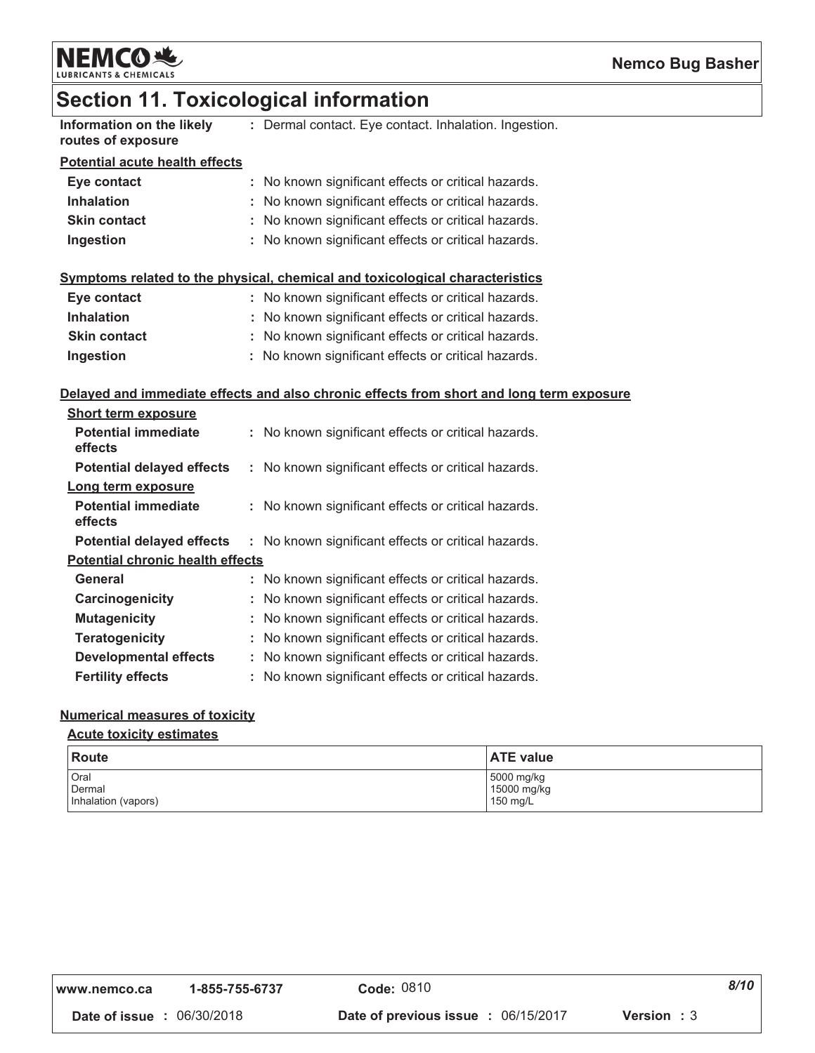# Section 11. Toxicological information

**Information on the likely routes of exposure** : Dermal contact. Eye contact. Inhalation. Ingestion.

**Potential acute health effects**

- **Eye contact** : No known significant effects or critical hazards.
- **Inhalation** : No known significant effects or critical hazards.
- **Skin contact** : No known significant effects or critical hazards.
- **Ingestion** : No known significant effects or critical hazards.

**Symptoms related to the physical, chemical and toxicological characteristics**

- **Eye contact** : No known significant effects or critical hazards.
- **Inhalation** : No known significant effects or critical hazards.
- **Skin contact** : No known significant effects or critical hazards.
- **Ingestion** : No known significant effects or critical hazards.

**Delayed and immediate effects and also chronic effects from short and long term exposure**

**Short term exposure**

- **Potential immediate effects** : No known significant effects or critical hazards.
- **Potential delayed effects** : No known significant effects or critical hazards.

**Long term exposure**

- **Potential immediate effects** : No known significant effects or critical hazards.
- **Potential delayed effects** : No known significant effects or critical hazards.

**Potential chronic health effects**

- **General** : No known significant effects or critical hazards.
- **Carcinogenicity** : No known significant effects or critical hazards.
- **Mutagenicity** : No known significant effects or critical hazards.
- **Teratogenicity** : No known significant effects or critical hazards.
- **Developmental effects** : No known significant effects or critical hazards.
- **Fertility effects** : No known significant effects or critical hazards.

**Numerical measures of toxicity**

**Acute toxicity estimates**

| Route | ATE value |
|---|---|
| Oral | 5000 mg/kg |
| Dermal | 15000 mg/kg |
| Inhalation (vapors) | 150 mg/L |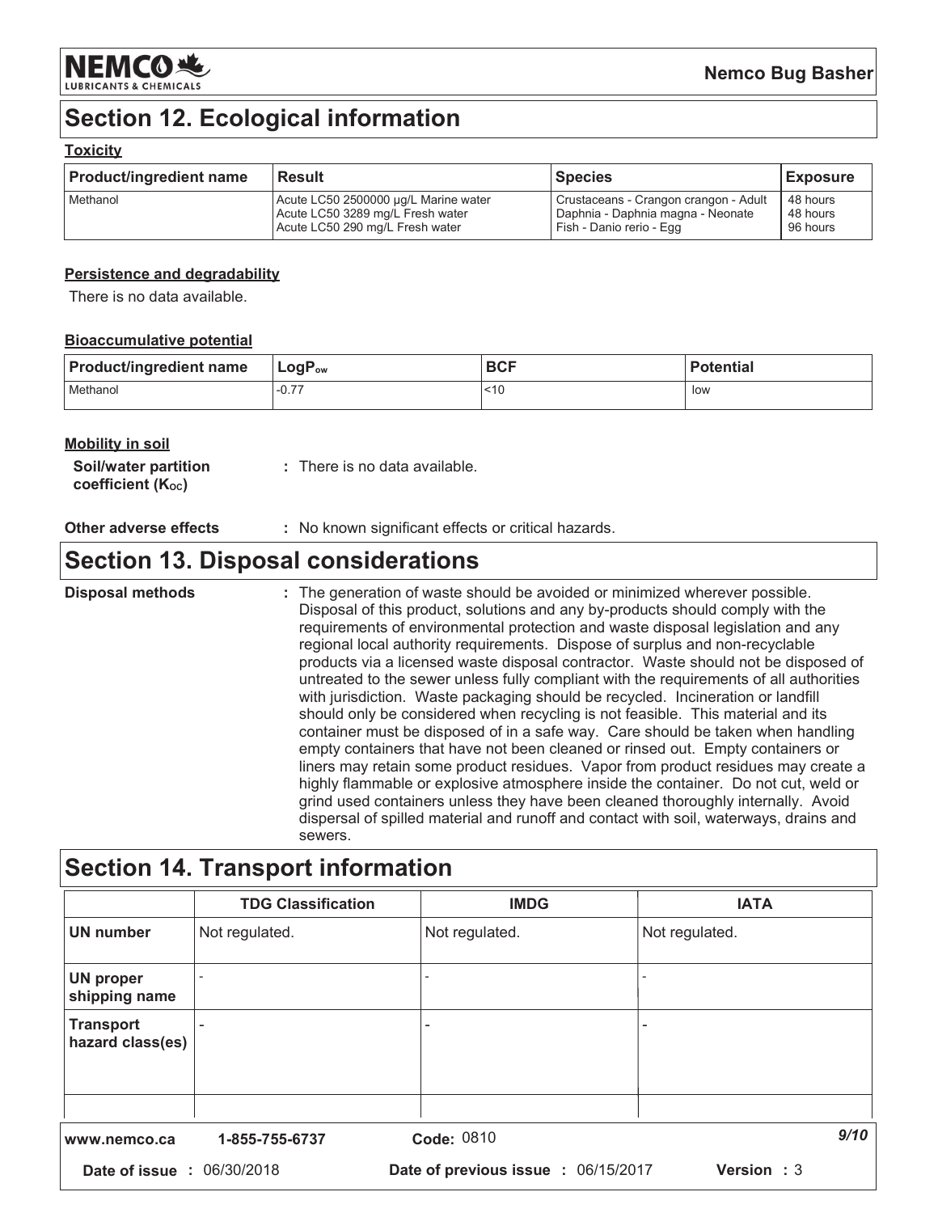## Section 12. Ecological information

### Toxicity

| Product/ingredient name | Result | Species | Exposure |
|---|---|---|---|
| Methanol | Acute LC50 2500000 µg/L Marine water<br>Acute LC50 3289 mg/L Fresh water<br>Acute LC50 290 mg/L Fresh water | Crustaceans - Crangon crangon - Adult<br>Daphnia - Daphnia magna - Neonate<br>Fish - Danio rerio - Egg | 48 hours<br>48 hours<br>96 hours |

### Persistence and degradability

There is no data available.

### Bioaccumulative potential

| Product/ingredient name | $LogP_{ow}$ | BCF | Potential |
|---|---|---|---|
| Methanol | -0.77 | <10 | low |

### Mobility in soil

**Soil/water partition coefficient ($K_{OC}$)** : There is no data available.

**Other adverse effects** : No known significant effects or critical hazards.

## Section 13. Disposal considerations

**Disposal methods** : The generation of waste should be avoided or minimized wherever possible. Disposal of this product, solutions and any by-products should comply with the requirements of environmental protection and waste disposal legislation and any regional local authority requirements. Dispose of surplus and non-recyclable products via a licensed waste disposal contractor. Waste should not be disposed of untreated to the sewer unless fully compliant with the requirements of all authorities with jurisdiction. Waste packaging should be recycled. Incineration or landfill should only be considered when recycling is not feasible. This material and its container must be disposed of in a safe way. Care should be taken when handling empty containers that have not been cleaned or rinsed out. Empty containers or liners may retain some product residues. Vapor from product residues may create a highly flammable or explosive atmosphere inside the container. Do not cut, weld or grind used containers unless they have been cleaned thoroughly internally. Avoid dispersal of spilled material and runoff and contact with soil, waterways, drains and sewers.

## Section 14. Transport information

| | TDG Classification | IMDG | IATA |
|---|---|---|---|
| **UN number** | Not regulated. | Not regulated. | Not regulated. |
| **UN proper shipping name** | - | - | - |
| **Transport hazard class(es)** | - | - | - |
| | | | |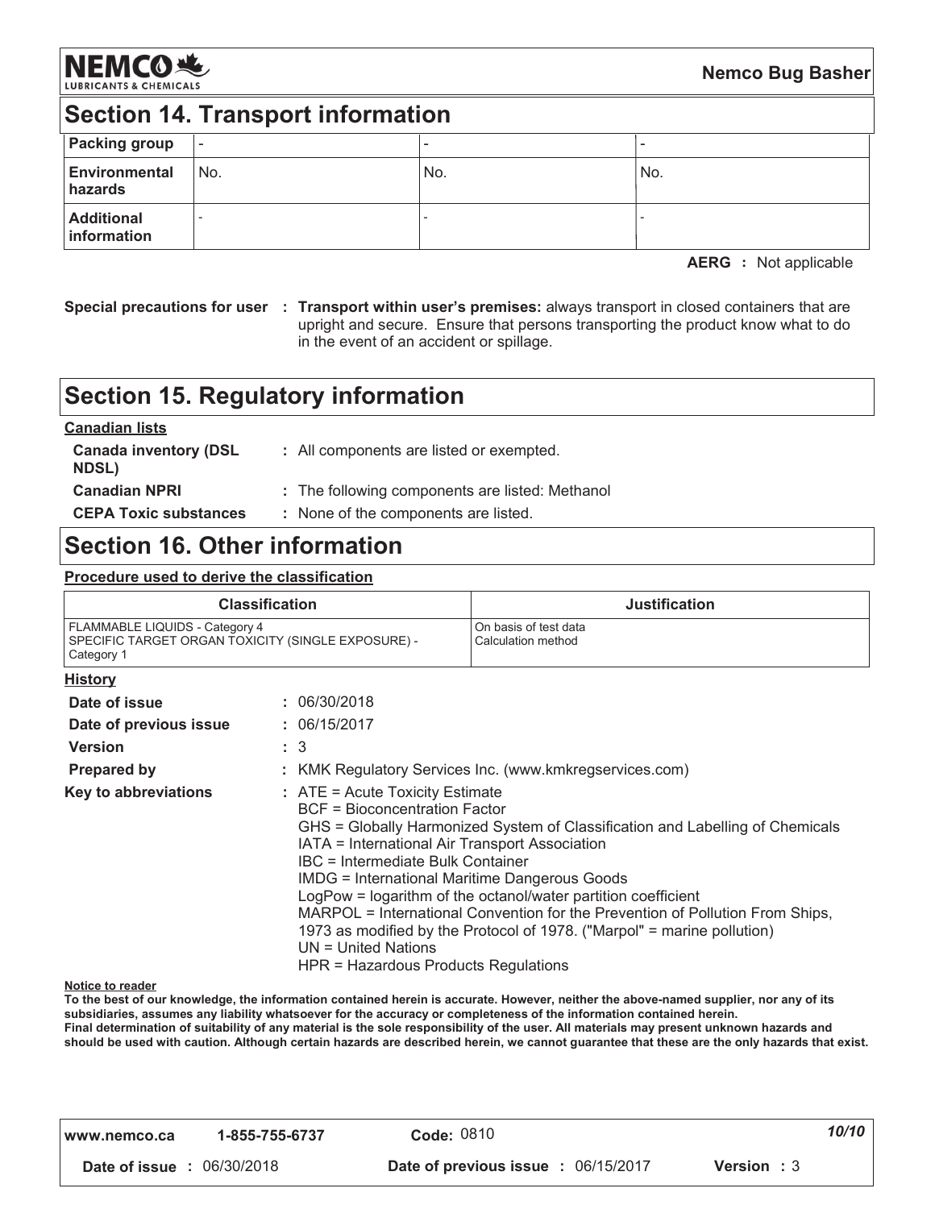## Section 14. Transport information

| | | | |
|---|---|---|---|
| **Packing group** | - | - | - |
| **Environmental hazards** | No. | No. | No. |
| **Additional information** | - | - | - |

**AERG :** Not applicable

**Special precautions for user :** **Transport within user's premises:** always transport in closed containers that are upright and secure. Ensure that persons transporting the product know what to do in the event of an accident or spillage.

## Section 15. Regulatory information

**Canadian lists**

**Canada inventory (DSL NDSL)** : All components are listed or exempted.

**Canadian NPRI** : The following components are listed: Methanol

**CEPA Toxic substances** : None of the components are listed.

## Section 16. Other information

**Procedure used to derive the classification**

| Classification | Justification |
|---|---|
| FLAMMABLE LIQUIDS - Category 4<br>SPECIFIC TARGET ORGAN TOXICITY (SINGLE EXPOSURE) - Category 1 | On basis of test data<br>Calculation method |

**History**

**Date of issue** : 06/30/2018

**Date of previous issue** : 06/15/2017

**Version** : 3

**Prepared by** : KMK Regulatory Services Inc. (www.kmkregservices.com)

**Key to abbreviations** : ATE = Acute Toxicity Estimate
BCF = Bioconcentration Factor
GHS = Globally Harmonized System of Classification and Labelling of Chemicals
IATA = International Air Transport Association
IBC = Intermediate Bulk Container
IMDG = International Maritime Dangerous Goods
LogPow = logarithm of the octanol/water partition coefficient
MARPOL = International Convention for the Prevention of Pollution From Ships, 1973 as modified by the Protocol of 1978. ("Marpol" = marine pollution)
UN = United Nations
HPR = Hazardous Products Regulations

**Notice to reader**

**To the best of our knowledge, the information contained herein is accurate. However, neither the above-named supplier, nor any of its subsidiaries, assumes any liability whatsoever for the accuracy or completeness of the information contained herein.**
**Final determination of suitability of any material is the sole responsibility of the user. All materials may present unknown hazards and should be used with caution. Although certain hazards are described herein, we cannot guarantee that these are the only hazards that exist.**